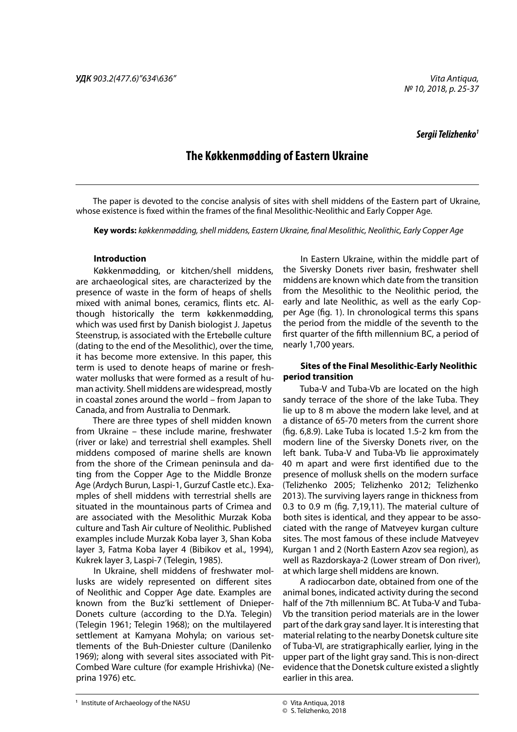**УДК** *903.2(477.6)"634\636"*

***Sergii Telizhenko[1]***

# The Køkkenmødding of Eastern Ukraine

The paper is devoted to the concise analysis of sites with shell middens of the Eastern part of Ukraine, whose existence is fixed within the frames of the final Mesolithic-Neolithic and Early Copper Age.

**Key words:** *køkkenmødding, shell middens, Eastern Ukraine, final Mesolithic, Neolithic, Early Copper Age*

## Introduction

Køkkenmødding, or kitchen/shell middens, are archaeological sites, are characterized by the presence of waste in the form of heaps of shells mixed with animal bones, ceramics, flints etc. Although historically the term køkkenmødding, which was used first by Danish biologist J. Japetus Steenstrup, is associated with the Ertebølle culture (dating to the end of the Mesolithic), over the time, it has become more extensive. In this paper, this term is used to denote heaps of marine or freshwater mollusks that were formed as a result of human activity. Shell middens are widespread, mostly in coastal zones around the world – from Japan to Canada, and from Australia to Denmark.

There are three types of shell midden known from Ukraine – these include marine, freshwater (river or lake) and terrestrial shell examples. Shell middens composed of marine shells are known from the shore of the Crimean peninsula and dating from the Copper Age to the Middle Bronze Age (Ardych Burun, Laspi-1, Gurzuf Castle etc.). Examples of shell middens with terrestrial shells are situated in the mountainous parts of Crimea and are associated with the Mesolithic Murzak Koba culture and Tash Air culture of Neolithic. Published examples include Murzak Koba layer 3, Shan Koba layer 3, Fatma Koba layer 4 (Bibikov et al., 1994), Kukrek layer 3, Laspi-7 (Telegin, 1985).

In Ukraine, shell middens of freshwater mollusks are widely represented on different sites of Neolithic and Copper Age date. Examples are known from the Buz'ki settlement of Dnieper-Donets culture (according to the D.Ya. Telegin) (Telegin 1961; Telegin 1968); on the multilayered settlement at Kamyana Mohyla; on various settlements of the Buh-Dniester culture (Danilenko 1969); along with several sites associated with Pit-Combed Ware culture (for example Hrishivka) (Neprina 1976) etc.

In Eastern Ukraine, within the middle part of the Siversky Donets river basin, freshwater shell middens are known which date from the transition from the Mesolithic to the Neolithic period, the early and late Neolithic, as well as the early Copper Age (fig. 1). In chronological terms this spans the period from the middle of the seventh to the first quarter of the fifth millennium BC, a period of nearly 1,700 years.

## Sites of the Final Mesolithic-Early Neolithic period transition

Tuba-V and Tuba-Vb are located on the high sandy terrace of the shore of the lake Tuba. They lie up to 8 m above the modern lake level, and at a distance of 65-70 meters from the current shore (fig. 6,8.9). Lake Tuba is located 1.5-2 km from the modern line of the Siversky Donets river, on the left bank. Tuba-V and Tuba-Vb lie approximately 40 m apart and were first identified due to the presence of mollusk shells on the modern surface (Telizhenko 2005; Telizhenko 2012; Telizhenko 2013). The surviving layers range in thickness from 0.3 to 0.9 m (fig. 7,19,11). The material culture of both sites is identical, and they appear to be associated with the range of Matveyev kurgan culture sites. The most famous of these include Matveyev Kurgan 1 and 2 (North Eastern Azov sea region), as well as Razdorskaya-2 (Lower stream of Don river), at which large shell middens are known.

A radiocarbon date, obtained from one of the animal bones, indicated activity during the second half of the 7th millennium BC. At Tuba-V and Tuba-Vb the transition period materials are in the lower part of the dark gray sand layer. It is interesting that material relating to the nearby Donetsk culture site of Tuba-VI, are stratigraphically earlier, lying in the upper part of the light gray sand. This is non-direct evidence that the Donetsk culture existed a slightly earlier in this area.

[1] Institute of Archaeology of the NASU

© Vita Antiqua, 2018
© S. Telizhenko, 2018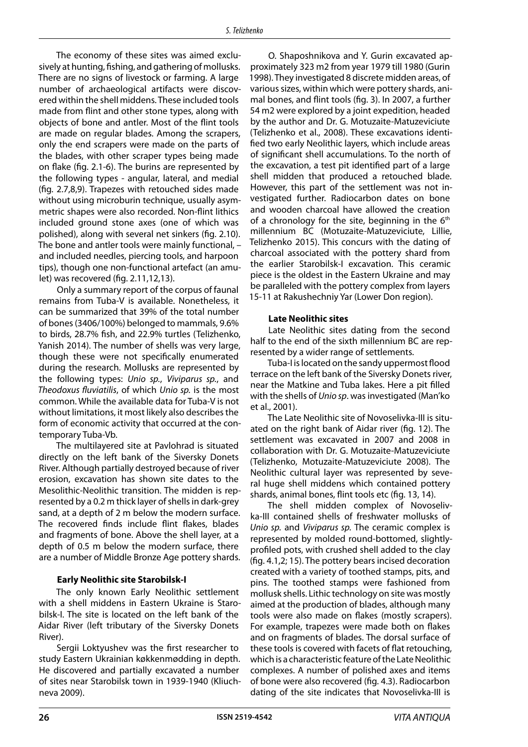The economy of these sites was aimed exclusively at hunting, fishing, and gathering of mollusks. There are no signs of livestock or farming. A large number of archaeological artifacts were discovered within the shell middens. These included tools made from flint and other stone types, along with objects of bone and antler. Most of the flint tools are made on regular blades. Among the scrapers, only the end scrapers were made on the parts of the blades, with other scraper types being made on flake (fig. 2.1-6). The burins are represented by the following types - angular, lateral, and medial (fig. 2.7,8,9). Trapezes with retouched sides made without using microburin technique, usually asymmetric shapes were also recorded. Non-flint lithics included ground stone axes (one of which was polished), along with several net sinkers (fig. 2.10). The bone and antler tools were mainly functional, – and included needles, piercing tools, and harpoon tips), though one non-functional artefact (an amulet) was recovered (fig. 2.11,12,13).

Only a summary report of the corpus of faunal remains from Tuba-V is available. Nonetheless, it can be summarized that 39% of the total number of bones (3406/100%) belonged to mammals, 9.6% to birds, 28.7% fish, and 22.9% turtles (Telizhenko, Yanish 2014). The number of shells was very large, though these were not specifically enumerated during the research. Mollusks are represented by the following types: *Unio sp.*, *Viviparus sp.*, and *Theodoxus fluviatilis*, of which *Unio sp.* is the most common. While the available data for Tuba-V is not without limitations, it most likely also describes the form of economic activity that occurred at the contemporary Tuba-Vb.

The multilayered site at Pavlohrad is situated directly on the left bank of the Siversky Donets River. Although partially destroyed because of river erosion, excavation has shown site dates to the Mesolithic-Neolithic transition. The midden is represented by a 0.2 m thick layer of shells in dark-grey sand, at a depth of 2 m below the modern surface. The recovered finds include flint flakes, blades and fragments of bone. Above the shell layer, at a depth of 0.5 m below the modern surface, there are a number of Middle Bronze Age pottery shards.

### Early Neolithic site Starobilsk-I

The only known Early Neolithic settlement with a shell middens in Eastern Ukraine is Starobilsk-I. The site is located on the left bank of the Aidar River (left tributary of the Siversky Donets River).

Sergii Loktyushev was the first researcher to study Eastern Ukrainian køkkenmødding in depth. He discovered and partially excavated a number of sites near Starobilsk town in 1939-1940 (Kliuchneva 2009).

O. Shaposhnikova and Y. Gurin excavated approximately 323 m2 from year 1979 till 1980 (Gurin 1998). They investigated 8 discrete midden areas, of various sizes, within which were pottery shards, animal bones, and flint tools (fig. 3). In 2007, a further 54 m2 were explored by a joint expedition, headed by the author and Dr. G. Motuzaite-Matuzeviciute (Telizhenko et al., 2008). These excavations identified two early Neolithic layers, which include areas of significant shell accumulations. To the north of the excavation, a test pit identified part of a large shell midden that produced a retouched blade. However, this part of the settlement was not investigated further. Radiocarbon dates on bone and wooden charcoal have allowed the creation of a chronology for the site, beginning in the 6th millennium BC (Motuzaite-Matuzeviciute, Lillie, Telizhenko 2015). This concurs with the dating of charcoal associated with the pottery shard from the earlier Starobilsk-I excavation. This ceramic piece is the oldest in the Eastern Ukraine and may be paralleled with the pottery complex from layers 15-11 at Rakushechniy Yar (Lower Don region).

### Late Neolithic sites

Late Neolithic sites dating from the second half to the end of the sixth millennium BC are represented by a wider range of settlements.

Tuba-I is located on the sandy uppermost flood terrace on the left bank of the Siversky Donets river, near the Matkine and Tuba lakes. Here a pit filled with the shells of *Unio sp*. was investigated (Man'ko et al., 2001).

The Late Neolithic site of Novoselivka-III is situated on the right bank of Aidar river (fig. 12). The settlement was excavated in 2007 and 2008 in collaboration with Dr. G. Motuzaite-Matuzeviciute (Telizhenko, Motuzaite-Matuzeviciute 2008). The Neolithic cultural layer was represented by several huge shell middens which contained pottery shards, animal bones, flint tools etc (fig. 13, 14).

The shell midden complex of Novoselivka-III contained shells of freshwater mollusks of *Unio sp.* and *Viviparus sp.* The ceramic complex is represented by molded round-bottomed, slightly-profiled pots, with crushed shell added to the clay (fig. 4.1,2; 15). The pottery bears incised decoration created with a variety of toothed stamps, pits, and pins. The toothed stamps were fashioned from mollusk shells. Lithic technology on site was mostly aimed at the production of blades, although many tools were also made on flakes (mostly scrapers). For example, trapezes were made both on flakes and on fragments of blades. The dorsal surface of these tools is covered with facets of flat retouching, which is a characteristic feature of the Late Neolithic complexes. A number of polished axes and items of bone were also recovered (fig. 4.3). Radiocarbon dating of the site indicates that Novoselivka-III is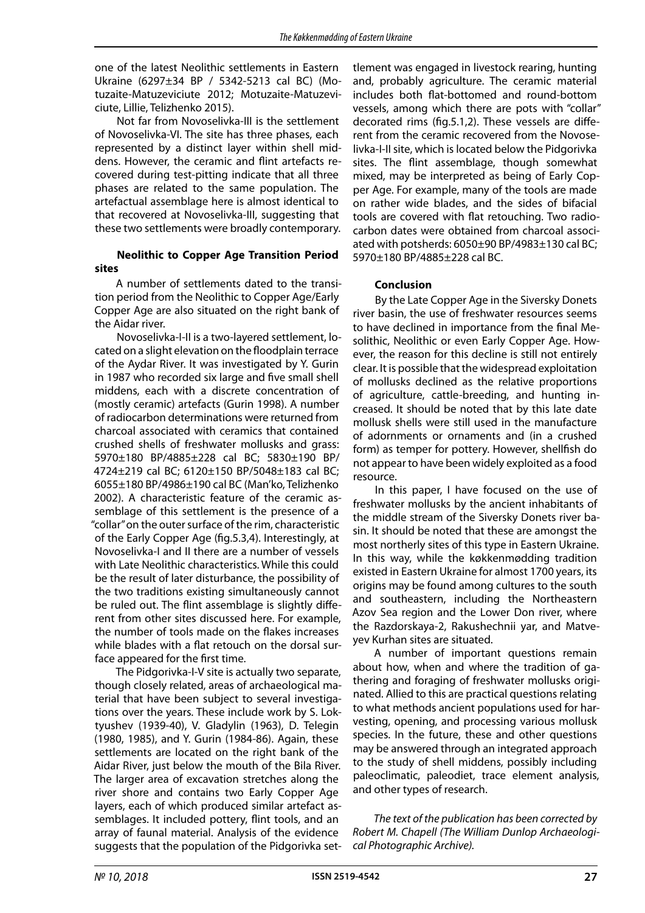one of the latest Neolithic settlements in Eastern Ukraine (6297±34 BP / 5342-5213 cal BC) (Motuzaite-Matuzeviciute 2012; Motuzaite-Matuzeviciute, Lillie, Telizhenko 2015).

Not far from Novoselivka-III is the settlement of Novoselivka-VI. The site has three phases, each represented by a distinct layer within shell middens. However, the ceramic and flint artefacts recovered during test-pitting indicate that all three phases are related to the same population. The artefactual assemblage here is almost identical to that recovered at Novoselivka-III, suggesting that these two settlements were broadly contemporary.

**Neolithic to Copper Age Transition Period sites**

A number of settlements dated to the transition period from the Neolithic to Copper Age/Early Copper Age are also situated on the right bank of the Aidar river.

Novoselivka-I-II is a two-layered settlement, located on a slight elevation on the floodplain terrace of the Aydar River. It was investigated by Y. Gurin in 1987 who recorded six large and five small shell middens, each with a discrete concentration of (mostly ceramic) artefacts (Gurin 1998). A number of radiocarbon determinations were returned from charcoal associated with ceramics that contained crushed shells of freshwater mollusks and grass: 5970±180 BP/4885±228 cal BC; 5830±190 BP/4724±219 cal BC; 6120±150 BP/5048±183 cal BC; 6055±180 BP/4986±190 cal BC (Man'ko, Telizhenko 2002). A characteristic feature of the ceramic assemblage of this settlement is the presence of a "collar" on the outer surface of the rim, characteristic of the Early Copper Age (fig.5.3,4). Interestingly, at Novoselivka-I and II there are a number of vessels with Late Neolithic characteristics. While this could be the result of later disturbance, the possibility of the two traditions existing simultaneously cannot be ruled out. The flint assemblage is slightly different from other sites discussed here. For example, the number of tools made on the flakes increases while blades with a flat retouch on the dorsal surface appeared for the first time.

The Pidgorivka-I-V site is actually two separate, though closely related, areas of archaeological material that have been subject to several investigations over the years. These include work by S. Loktyushev (1939-40), V. Gladylin (1963), D. Telegin (1980, 1985), and Y. Gurin (1984-86). Again, these settlements are located on the right bank of the Aidar River, just below the mouth of the Bila River. The larger area of excavation stretches along the river shore and contains two Early Copper Age layers, each of which produced similar artefact assemblages. It included pottery, flint tools, and an array of faunal material. Analysis of the evidence suggests that the population of the Pidgorivka settlement was engaged in livestock rearing, hunting and, probably agriculture. The ceramic material includes both flat-bottomed and round-bottom vessels, among which there are pots with "collar" decorated rims (fig.5.1,2). These vessels are different from the ceramic recovered from the Novoselivka-I-II site, which is located below the Pidgorivka sites. The flint assemblage, though somewhat mixed, may be interpreted as being of Early Copper Age. For example, many of the tools are made on rather wide blades, and the sides of bifacial tools are covered with flat retouching. Two radiocarbon dates were obtained from charcoal associated with potsherds: 6050±90 BP/4983±130 cal BC; 5970±180 BP/4885±228 cal BC.

**Conclusion**

By the Late Copper Age in the Siversky Donets river basin, the use of freshwater resources seems to have declined in importance from the final Mesolithic, Neolithic or even Early Copper Age. However, the reason for this decline is still not entirely clear. It is possible that the widespread exploitation of mollusks declined as the relative proportions of agriculture, cattle-breeding, and hunting increased. It should be noted that by this late date mollusk shells were still used in the manufacture of adornments or ornaments and (in a crushed form) as temper for pottery. However, shellfish do not appear to have been widely exploited as a food resource.

In this paper, I have focused on the use of freshwater mollusks by the ancient inhabitants of the middle stream of the Siversky Donets river basin. It should be noted that these are amongst the most northerly sites of this type in Eastern Ukraine. In this way, while the køkkenmødding tradition existed in Eastern Ukraine for almost 1700 years, its origins may be found among cultures to the south and southeastern, including the Northeastern Azov Sea region and the Lower Don river, where the Razdorskaya-2, Rakushechnii yar, and Matveyev Kurhan sites are situated.

A number of important questions remain about how, when and where the tradition of gathering and foraging of freshwater mollusks originated. Allied to this are practical questions relating to what methods ancient populations used for harvesting, opening, and processing various mollusk species. In the future, these and other questions may be answered through an integrated approach to the study of shell middens, possibly including paleoclimatic, paleodiet, trace element analysis, and other types of research.

*The text of the publication has been corrected by Robert M. Chapell (The William Dunlop Archaeological Photographic Archive).*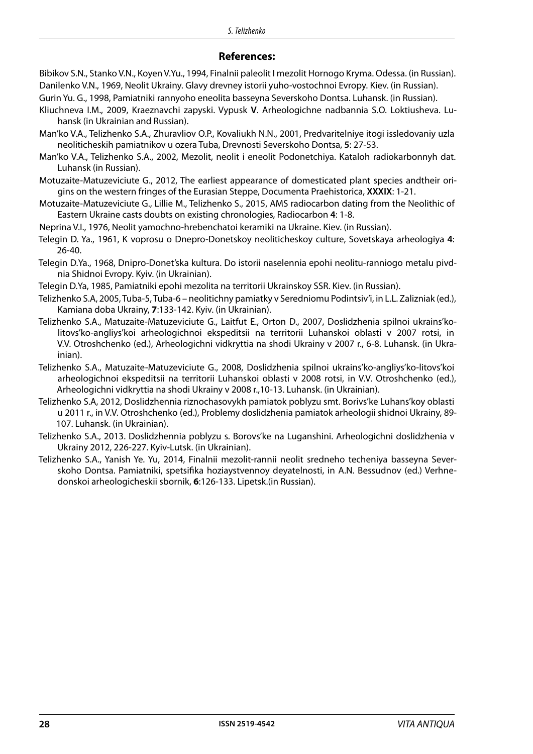## References:

Bibikov S.N., Stanko V.N., Koyen V.Yu., 1994, Finalnii paleolit I mezolit Hornogo Kryma. Odessa. (in Russian).

Danilenko V.N., 1969, Neolit Ukrainy. Glavy drevney istorii yuho-vostochnoi Evropy. Kiev. (in Russian).

Gurin Yu. G., 1998, Pamiatniki rannyoho eneolita basseyna Severskoho Dontsa. Luhansk. (in Russian).

Kliuchneva I.M., 2009, Kraeznavchi zapyski. Vypusk **V**. Arheologichne nadbannia S.O. Loktiusheva. Luhansk (in Ukrainian and Russian).

Man'ko V.A., Telizhenko S.A., Zhuravliov O.P., Kovaliukh N.N., 2001, Predvaritelniye itogi issledovaniy uzla neoliticheskih pamiatnikov u ozera Tuba, Drevnosti Severskoho Dontsa, **5**: 27-53.

Man'ko V.A., Telizhenko S.A., 2002, Mezolit, neolit i eneolit Podonetchiya. Kataloh radiokarbonnyh dat. Luhansk (in Russian).

Motuzaite-Matuzeviciute G., 2012, The earliest appearance of domesticated plant species andtheir origins on the western fringes of the Eurasian Steppe, Documenta Praehistorica, **XXXIX**: 1-21.

Motuzaite-Matuzeviciute G., Lillie M., Telizhenko S., 2015, AMS radiocarbon dating from the Neolithic of Eastern Ukraine casts doubts on existing chronologies, Radiocarbon **4**: 1-8.

Neprina V.I., 1976, Neolit yamochno-hrebenchatoi keramiki na Ukraine. Kiev. (in Russian).

Telegin D. Ya., 1961, K voprosu o Dnepro-Donetskoy neoliticheskoy culture, Sovetskaya arheologiya **4**: 26-40.

Telegin D.Ya., 1968, Dnipro-Donet'ska kultura. Do istorii naselennia epohi neolitu-ranniogo metalu pivdnia Shidnoi Evropy. Kyiv. (in Ukrainian).

Telegin D.Ya, 1985, Pamiatniki epohi mezolita na territorii Ukrainskoy SSR. Kiev. (in Russian).

Telizhenko S.A, 2005, Tuba-5, Tuba-6 – neolitichny pamiatky v Seredniomu Podintsiv'i, in L.L. Zalizniak (ed.), Kamiana doba Ukrainy, **7**:133-142. Kyiv. (in Ukrainian).

Telizhenko S.A., Matuzaite-Matuzeviciute G., Laitfut E., Orton D., 2007, Doslidzhenia spilnoi ukrains'kolitovs'ko-angliys'koi arheologichnoi ekspeditsii na territorii Luhanskoi oblasti v 2007 rotsi, in V.V. Otroshchenko (ed.), Arheologichni vidkryttia na shodi Ukrainy v 2007 r., 6-8. Luhansk. (in Ukrainian).

Telizhenko S.A., Matuzaite-Matuzeviciute G., 2008, Doslidzhenia spilnoi ukrains'ko-angliys'ko-litovs'koi arheologichnoi ekspeditsii na territorii Luhanskoi oblasti v 2008 rotsi, in V.V. Otroshchenko (ed.), Arheologichni vidkryttia na shodi Ukrainy v 2008 r.,10-13. Luhansk. (in Ukrainian).

Telizhenko S.A, 2012, Doslidzhennia riznochasovykh pamiatok poblyzu smt. Borivs'ke Luhans'koy oblasti u 2011 r., in V.V. Otroshchenko (ed.), Problemy doslidzhenia pamiatok arheologii shidnoi Ukrainy, 89-107. Luhansk. (in Ukrainian).

Telizhenko S.A., 2013. Doslidzhennia poblyzu s. Borovs'ke na Luganshini. Arheologichni doslidzhenia v Ukrainy 2012, 226-227. Kyiv-Lutsk. (in Ukrainian).

Telizhenko S.A., Yanish Ye. Yu, 2014, Finalnii mezolit-rannii neolit sredneho techeniya basseyna Severskoho Dontsa. Pamiatniki, spetsifika hoziaystvennoy deyatelnosti, in A.N. Bessudnov (ed.) Verhnedonskoi arheologicheskii sbornik, **6**:126-133. Lipetsk.(in Russian).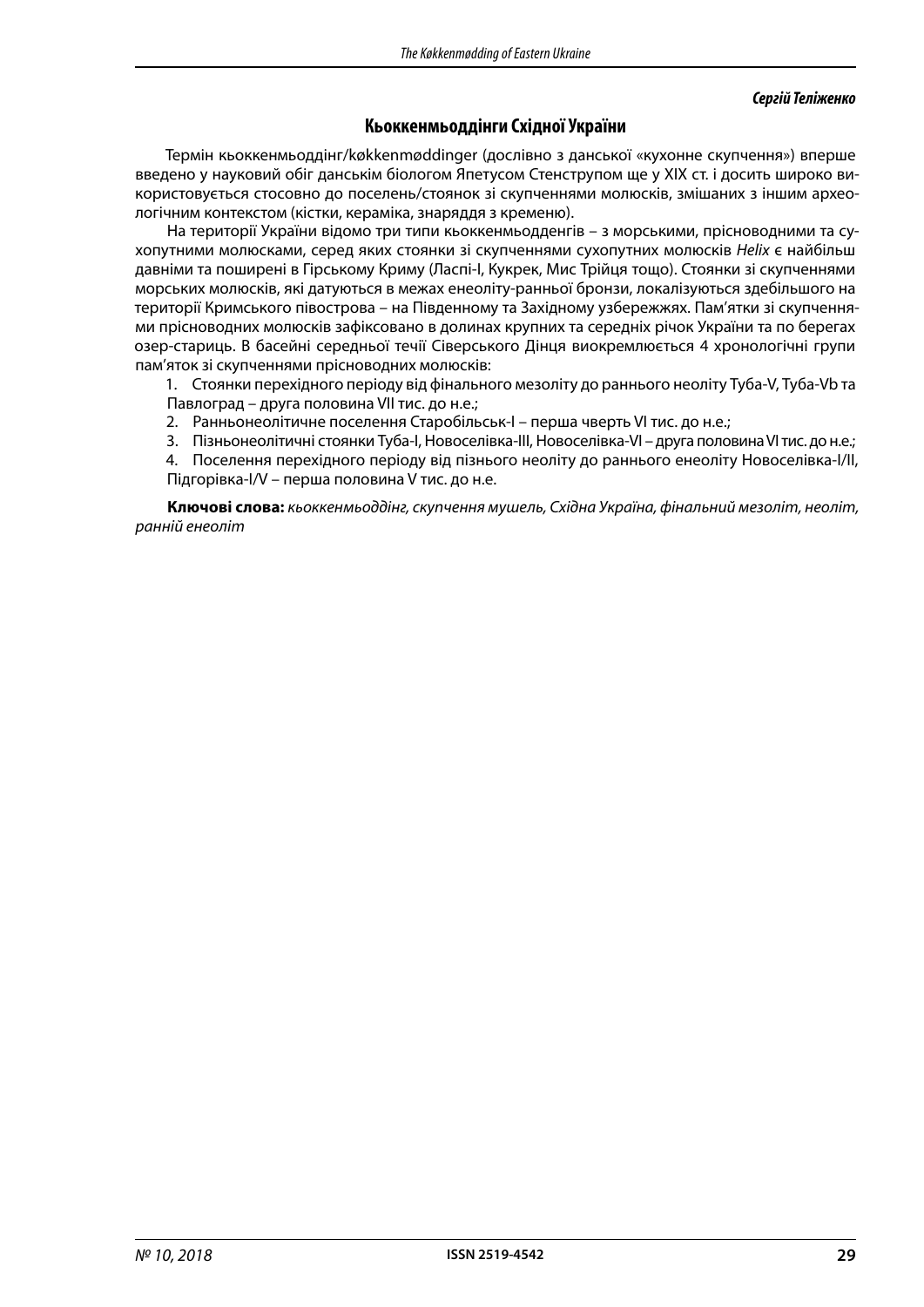***Сергій Теліженко***

## Кьоккенмьоддінги Східної України

Термін кьоккенмьоддінг/køkkenmøddinger (дослівно з данської «кухонне скупчення») вперше введено у науковий обіг данськім біологом Япетусом Стенструпом ще у ХІХ ст. і досить широко використовується стосовно до поселень/стоянок зі скупченнями молюсків, змішаних з іншим археологічним контекстом (кістки, кераміка, знаряддя з кременю).

На території України відомо три типи кьоккенмьодденгів – з морськими, прісноводними та сухопутними молюсками, серед яких стоянки зі скупченнями сухопутних молюсків *Helix* є найбільш давніми та поширені в Гірському Криму (Ласпі-І, Кукрек, Мис Трійця тощо). Стоянки зі скупченнями морських молюсків, які датуються в межах енеоліту-ранньої бронзи, локалізуються здебільшого на території Кримського півострова – на Південному та Західному узбережжях. Пам'ятки зі скупченнями прісноводних молюсків зафіксовано в долинах крупних та середніх річок України та по берегах озер-стариць. В басейні середньої течії Сіверського Дінця виокремлюється 4 хронологічні групи пам'яток зі скупченнями прісноводних молюсків:

1. Стоянки перехідного періоду від фінального мезоліту до раннього неоліту Туба-V, Туба-Vb та Павлоград – друга половина VII тис. до н.е.;
2. Ранньонеолітичне поселення Старобільськ-І – перша чверть VI тис. до н.е.;
3. Пізньонеолітичні стоянки Туба-І, Новоселівка-ІІІ, Новоселівка-VІ – друга половина VI тис. до н.е.;
4. Поселення перехідного періоду від пізнього неоліту до раннього енеоліту Новоселівка-І/ІІ, Підгорівка-І/V – перша половина V тис. до н.е.

**Ключові слова:** *кьоккенмьоддінг, скупчення мушель, Східна Україна, фінальний мезоліт, неоліт, ранній енеоліт*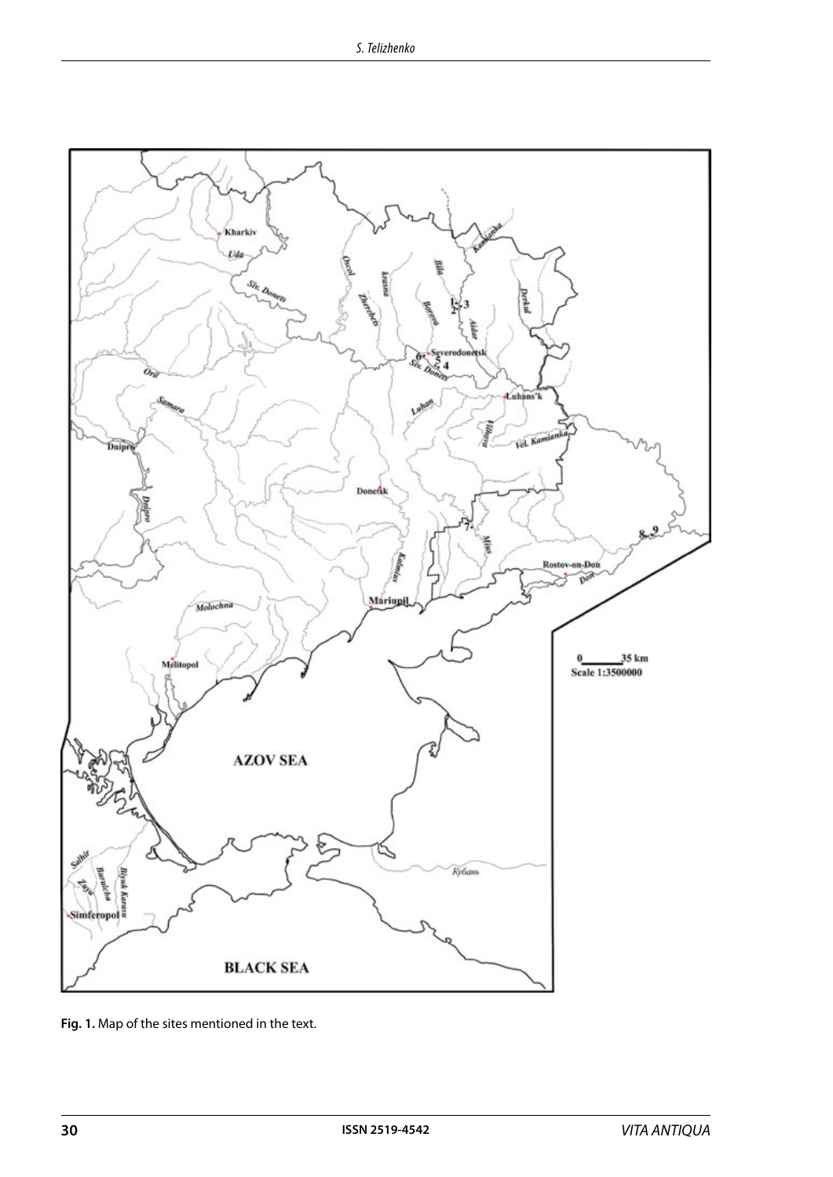Fig. 1. Map of the sites mentioned in the text.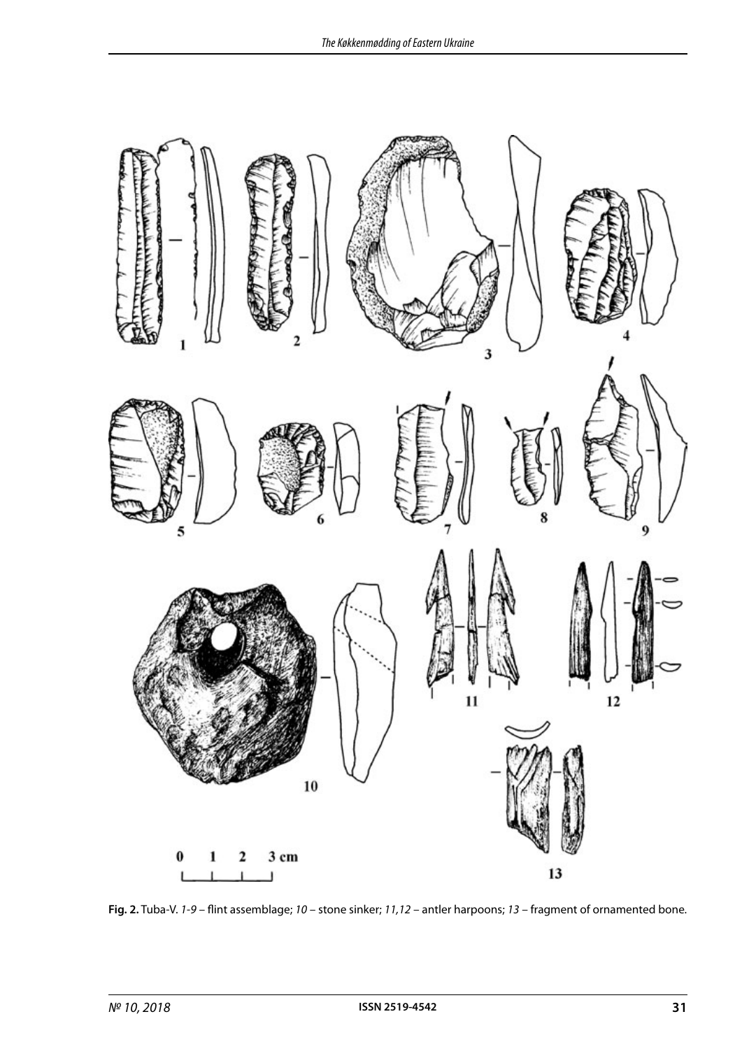**Fig. 2.** Tuba-V. *1-9* – flint assemblage; *10* – stone sinker; *11,12* – antler harpoons; *13* – fragment of ornamented bone.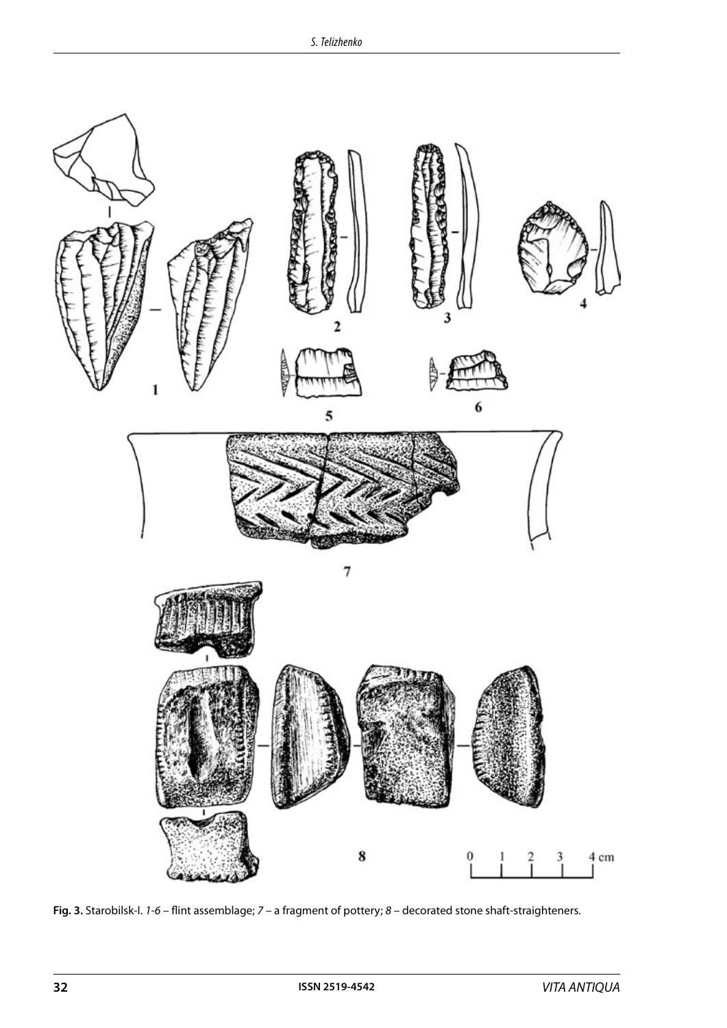**Fig. 3.** Starobilsk-I. *1-6* – flint assemblage; *7* – a fragment of pottery; *8* – decorated stone shaft-straighteners.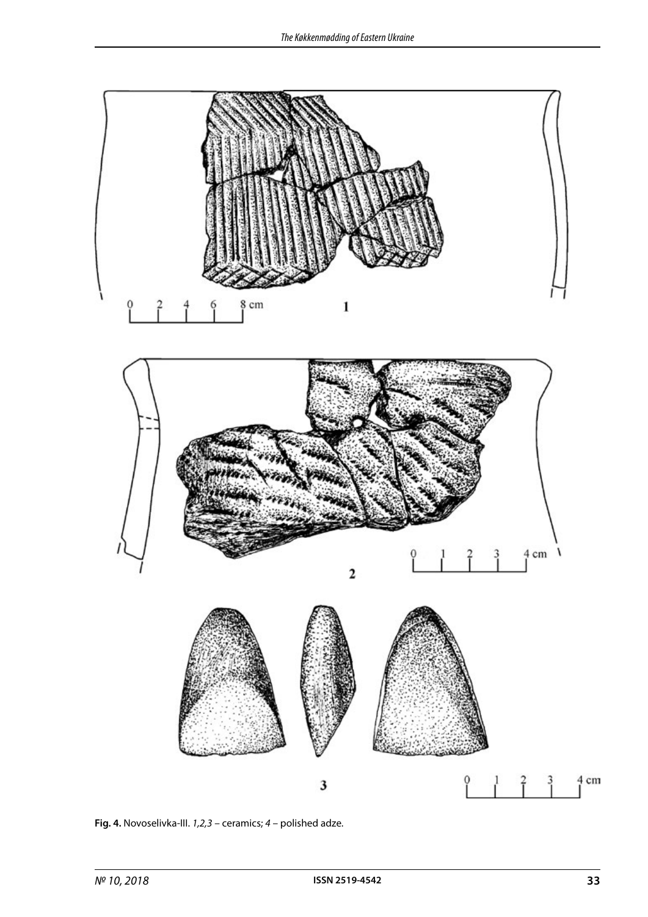**Fig. 4.** Novoselivka-III. *1,2,3* – ceramics; *4* – polished adze.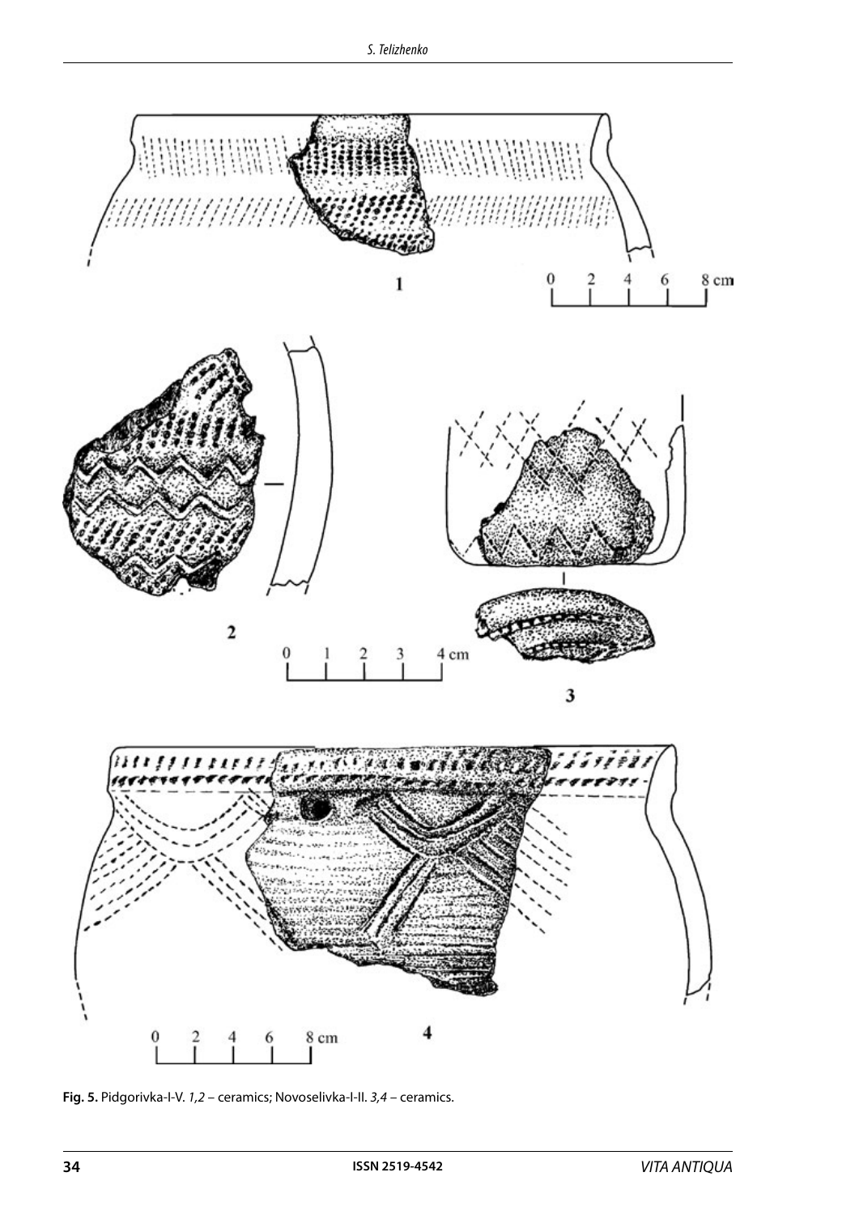**Fig. 5.** Pidgorivka-I-V. *1,2* – ceramics; Novoselivka-I-II. *3,4* – ceramics.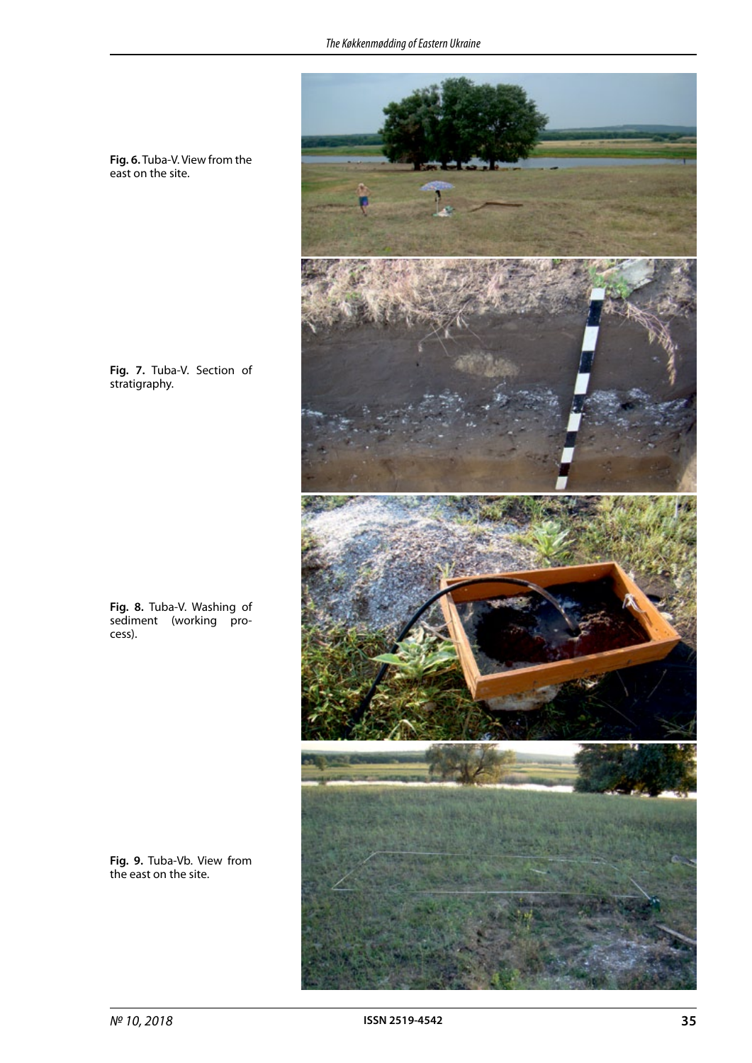**Fig. 6.** Tuba-V. View from the east on the site.

**Fig. 7.** Tuba-V. Section of stratigraphy.

**Fig. 8.** Tuba-V. Washing of sediment (working process).

**Fig. 9.** Tuba-Vb. View from the east on the site.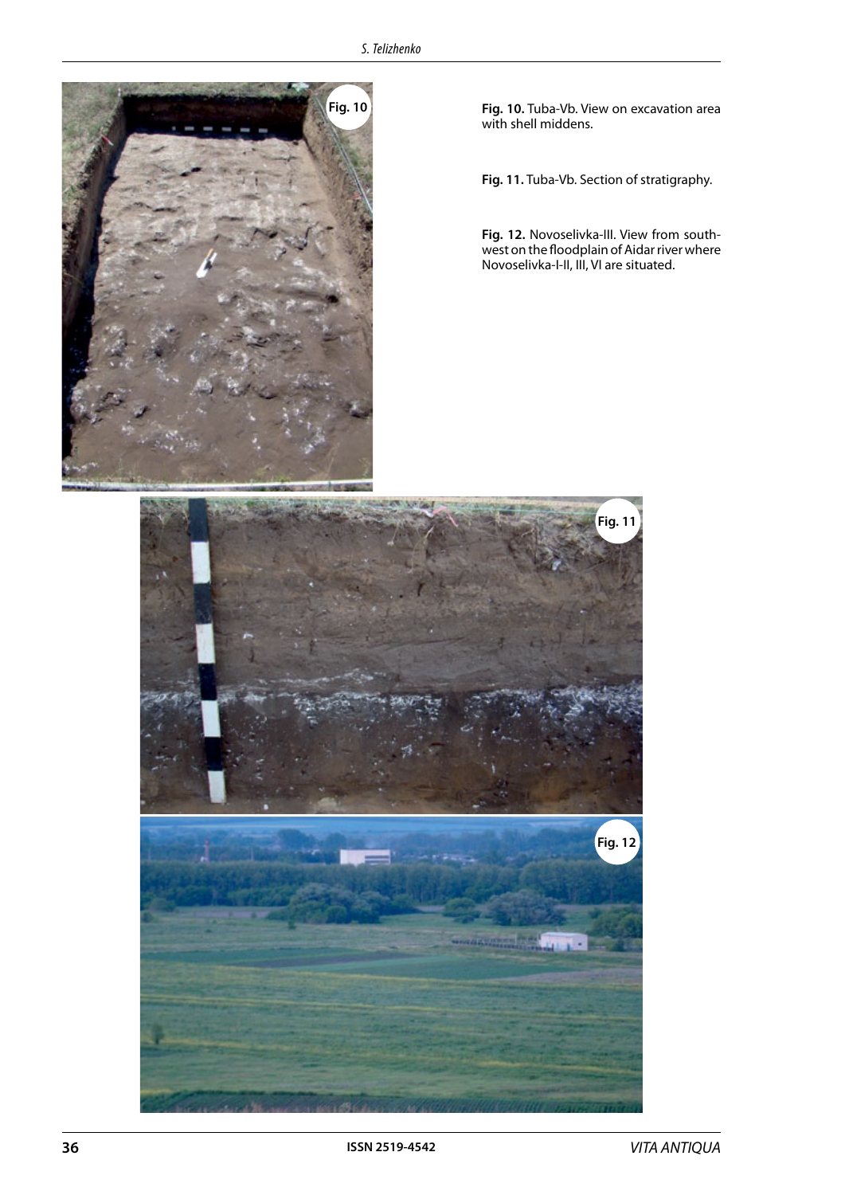**Fig. 10.** Tuba-Vb. View on excavation area with shell middens.

**Fig. 11.** Tuba-Vb. Section of stratigraphy.

**Fig. 12.** Novoselivka-III. View from south-west on the floodplain of Aidar river where Novoselivka-I-II, III, VI are situated.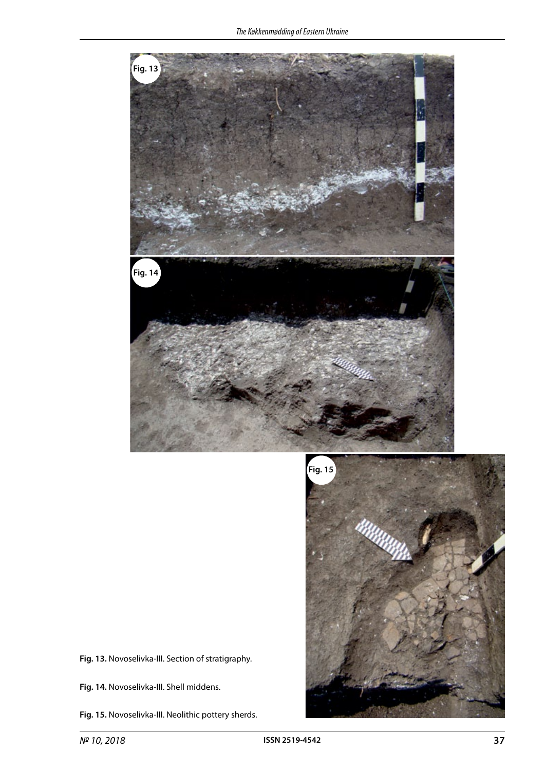Fig. 13. Novoselivka-III. Section of stratigraphy.

Fig. 14. Novoselivka-III. Shell middens.

Fig. 15. Novoselivka-III. Neolithic pottery sherds.